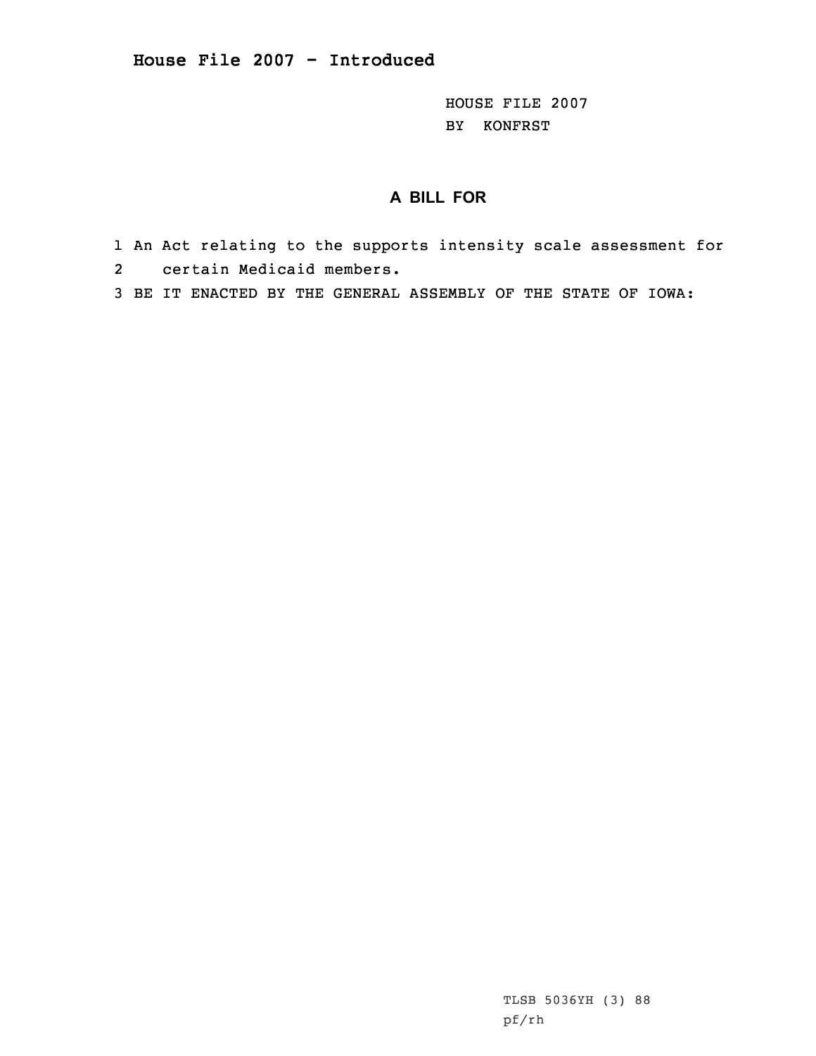# House File 2007 - Introduced

HOUSE FILE 2007
BY KONFRST

## A BILL FOR

1 An Act relating to the supports intensity scale assessment for
2 certain Medicaid members.
3 BE IT ENACTED BY THE GENERAL ASSEMBLY OF THE STATE OF IOWA:

TLSB 5036YH (3) 88
pf/rh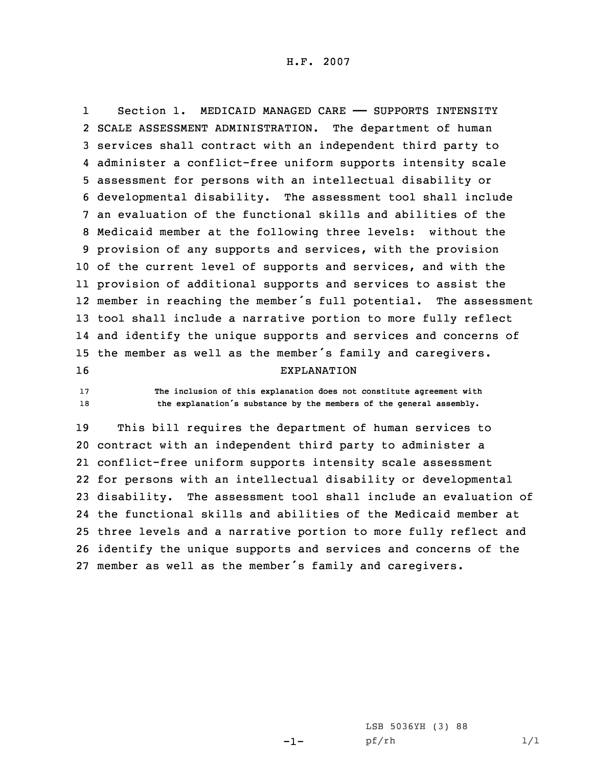H.F. 2007

Section 1. MEDICAID MANAGED CARE —— SUPPORTS INTENSITY SCALE ASSESSMENT ADMINISTRATION. The department of human services shall contract with an independent third party to administer a conflict-free uniform supports intensity scale assessment for persons with an intellectual disability or developmental disability. The assessment tool shall include an evaluation of the functional skills and abilities of the Medicaid member at the following three levels: without the provision of any supports and services, with the provision of the current level of supports and services, and with the provision of additional supports and services to assist the member in reaching the member's full potential. The assessment tool shall include a narrative portion to more fully reflect and identify the unique supports and services and concerns of the member as well as the member's family and caregivers.

## EXPLANATION

The inclusion of this explanation does not constitute agreement with the explanation's substance by the members of the general assembly.

This bill requires the department of human services to contract with an independent third party to administer a conflict-free uniform supports intensity scale assessment for persons with an intellectual disability or developmental disability. The assessment tool shall include an evaluation of the functional skills and abilities of the Medicaid member at three levels and a narrative portion to more fully reflect and identify the unique supports and services and concerns of the member as well as the member's family and caregivers.

LSB 5036YH (3) 88
pf/rh